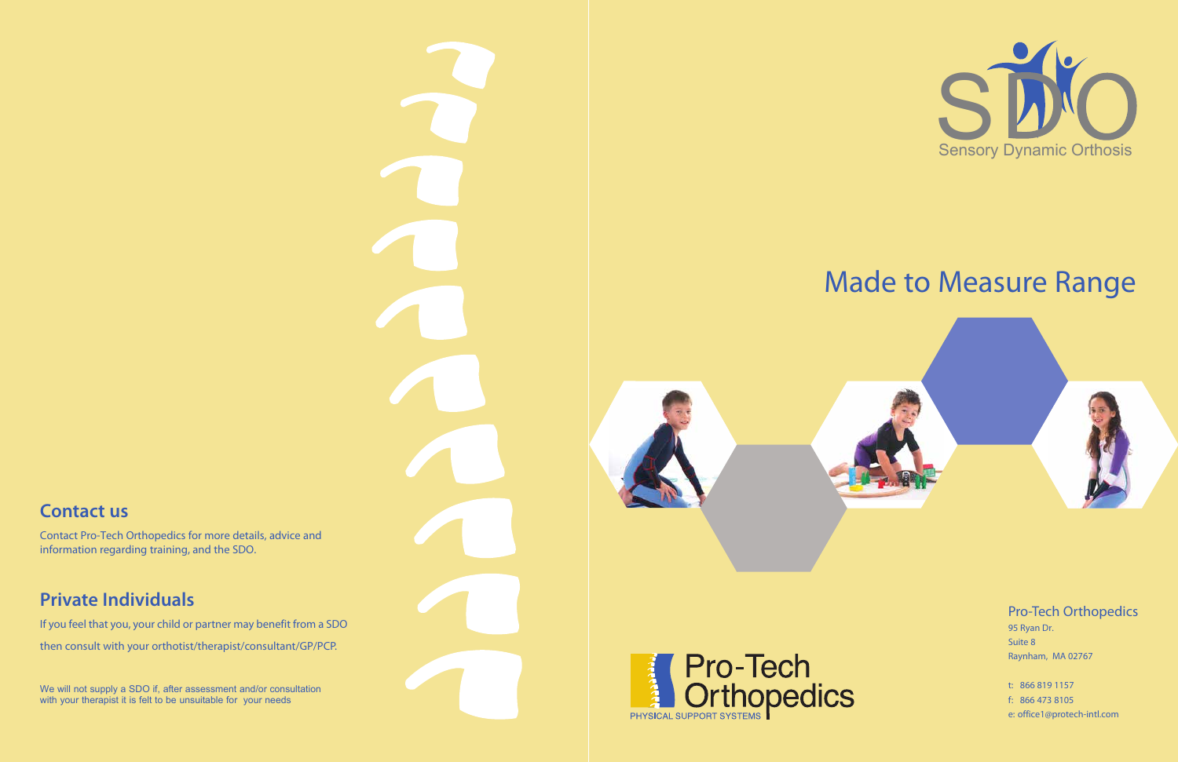## Contact us

Contact Pro-Tech Orthopedics for more details, advice and information regarding training, and the SDO.

## Private Individuals

If you feel that you, your child or partner may benefit from a SDO

then consult with your orthotist/therapist/consultant/GP/PCP.

We will not supply a SDO if, after assessment and/or consultation with your therapist it is felt to be unsuitable for your needs

# SDO

Sensory Dynamic Orthosis

# Made to Measure Range

Pro-Tech Orthopedics
PHYSICAL SUPPORT SYSTEMS

Pro-Tech Orthopedics
95 Ryan Dr.
Suite 8
Raynham, MA 02767

t: 866 819 1157
f: 866 473 8105
e: office1@protech-intl.com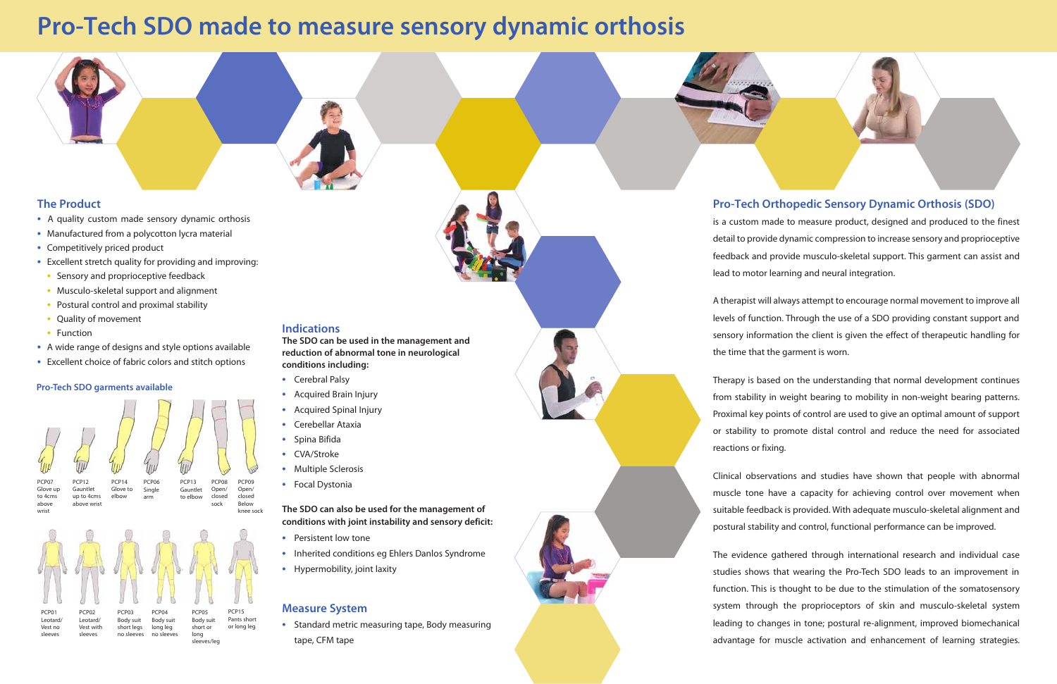# Pro-Tech SDO made to measure sensory dynamic orthosis

## The Product

- A quality custom made sensory dynamic orthosis
- Manufactured from a polycotton lycra material
- Competitively priced product
- Excellent stretch quality for providing and improving:
  - Sensory and proprioceptive feedback
  - Musculo-skeletal support and alignment
  - Postural control and proximal stability
  - Quality of movement
  - Function
- A wide range of designs and style options available
- Excellent choice of fabric colors and stitch options

### Pro-Tech SDO garments available

PCP07 Glove up to 4cms above wrist

PCP12 Gauntlet up to 4cms above wrist

PCP14 Glove to elbow

PCP06 Single arm

PCP13 Gauntlet to elbow

PCP08 Open/closed sock

PCP09 Open/closed Below knee sock

PCP01 Leotard/Vest no sleeves

PCP02 Leotard/Vest with sleeves

PCP03 Body suit short legs no sleeves

PCP04 Body suit long leg no sleeves

PCP05 Body suit short or long sleeves/leg

PCP15 Pants short or long leg

## Indications

**The SDO can be used in the management and reduction of abnormal tone in neurological conditions including:**

- Cerebral Palsy
- Acquired Brain Injury
- Acquired Spinal Injury
- Cerebellar Ataxia
- Spina Bifida
- CVA/Stroke
- Multiple Sclerosis
- Focal Dystonia

**The SDO can also be used for the management of conditions with joint instability and sensory deficit:**

- Persistent low tone
- Inherited conditions eg Ehlers Danlos Syndrome
- Hypermobility, joint laxity

## Measure System

- Standard metric measuring tape, Body measuring tape, CFM tape

## Pro-Tech Orthopedic Sensory Dynamic Orthosis (SDO)

is a custom made to measure product, designed and produced to the finest detail to provide dynamic compression to increase sensory and proprioceptive feedback and provide musculo-skeletal support. This garment can assist and lead to motor learning and neural integration.

A therapist will always attempt to encourage normal movement to improve all levels of function. Through the use of a SDO providing constant support and sensory information the client is given the effect of therapeutic handling for the time that the garment is worn.

Therapy is based on the understanding that normal development continues from stability in weight bearing to mobility in non-weight bearing patterns. Proximal key points of control are used to give an optimal amount of support or stability to promote distal control and reduce the need for associated reactions or fixing.

Clinical observations and studies have shown that people with abnormal muscle tone have a capacity for achieving control over movement when suitable feedback is provided. With adequate musculo-skeletal alignment and postural stability and control, functional performance can be improved.

The evidence gathered through international research and individual case studies shows that wearing the Pro-Tech SDO leads to an improvement in function. This is thought to be due to the stimulation of the somatosensory system through the proprioceptors of skin and musculo-skeletal system leading to changes in tone; postural re-alignment, improved biomechanical advantage for muscle activation and enhancement of learning strategies.